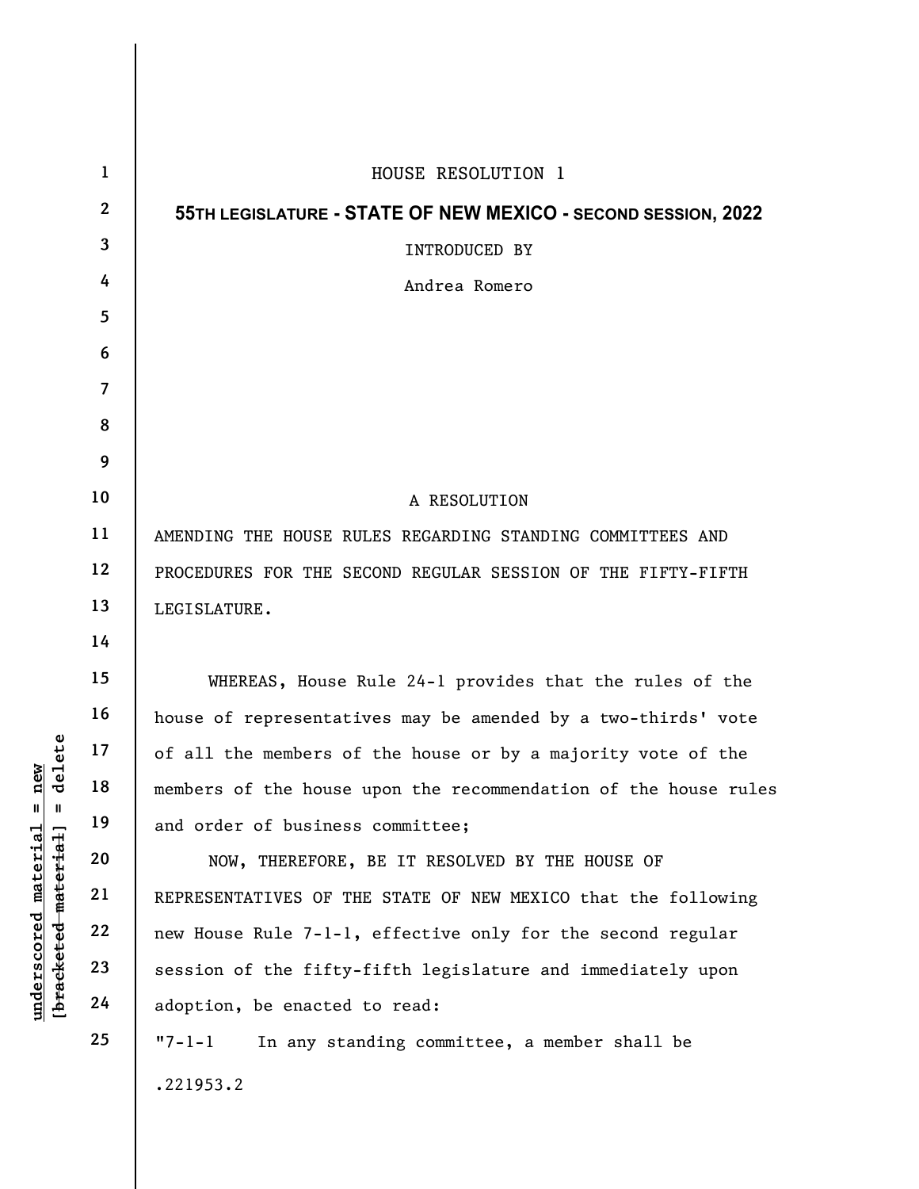HOUSE RESOLUTION 1

**55TH LEGISLATURE - STATE OF NEW MEXICO - SECOND SESSION, 2022**

INTRODUCED BY

Andrea Romero

A RESOLUTION

AMENDING THE HOUSE RULES REGARDING STANDING COMMITTEES AND PROCEDURES FOR THE SECOND REGULAR SESSION OF THE FIFTY-FIFTH LEGISLATURE.

WHEREAS, House Rule 24-1 provides that the rules of the house of representatives may be amended by a two-thirds' vote of all the members of the house or by a majority vote of the members of the house upon the recommendation of the house rules and order of business committee;

NOW, THEREFORE, BE IT RESOLVED BY THE HOUSE OF REPRESENTATIVES OF THE STATE OF NEW MEXICO that the following new House Rule 7-1-1, effective only for the second regular session of the fifty-fifth legislature and immediately upon adoption, be enacted to read:

"7-1-1 In any standing committee, a member shall be

.221953.2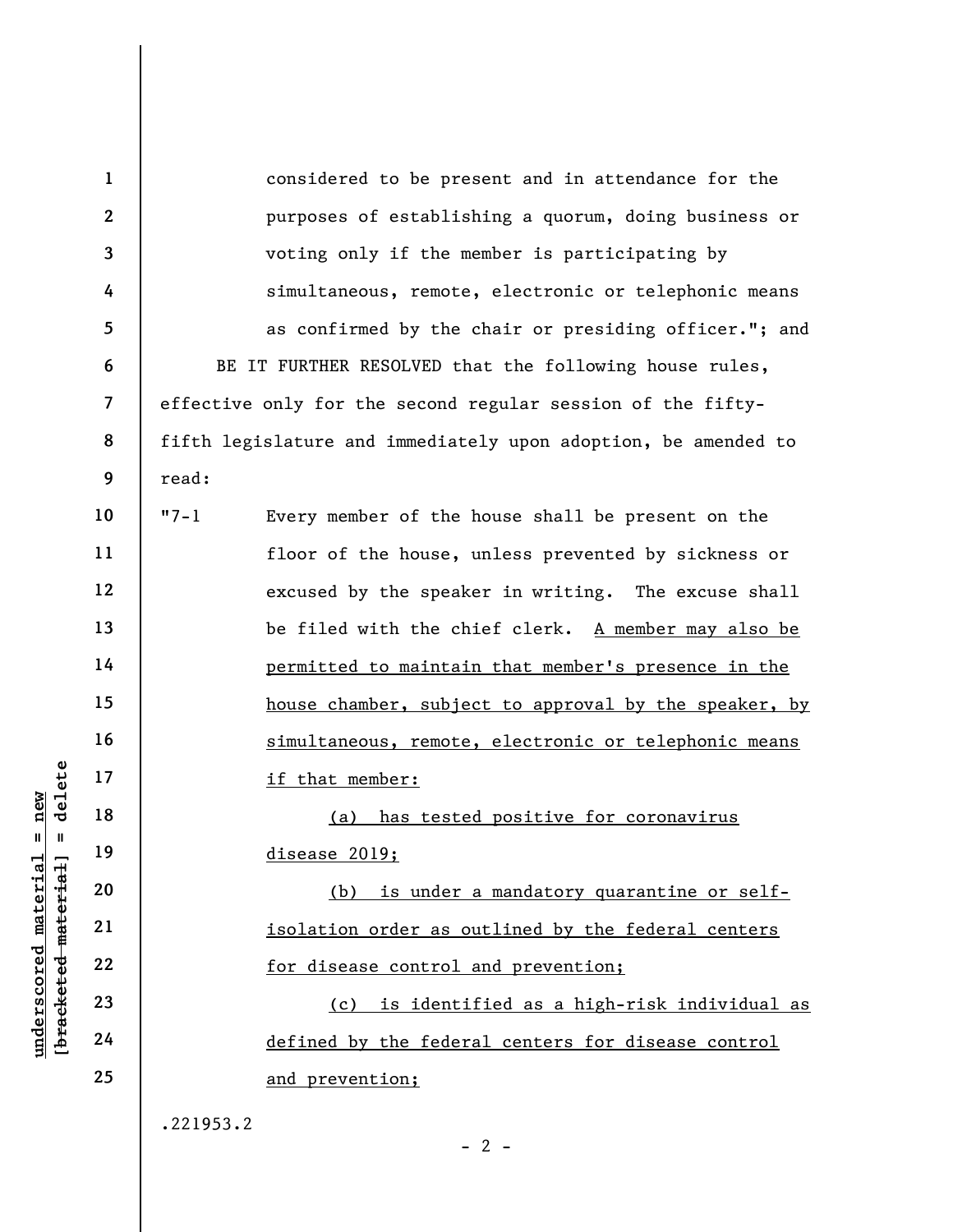considered to be present and in attendance for the purposes of establishing a quorum, doing business or voting only if the member is participating by simultaneous, remote, electronic or telephonic means as confirmed by the chair or presiding officer."; and

BE IT FURTHER RESOLVED that the following house rules, effective only for the second regular session of the fifty-fifth legislature and immediately upon adoption, be amended to read:

"7-1 Every member of the house shall be present on the floor of the house, unless prevented by sickness or excused by the speaker in writing. The excuse shall be filed with the chief clerk. <u>A member may also be permitted to maintain that member's presence in the house chamber, subject to approval by the speaker, by simultaneous, remote, electronic or telephonic means if that member:</u>

<u>(a) has tested positive for coronavirus disease 2019;</u>

<u>(b) is under a mandatory quarantine or self-isolation order as outlined by the federal centers for disease control and prevention;</u>

<u>(c) is identified as a high-risk individual as defined by the federal centers for disease control and prevention;</u>

.221953.2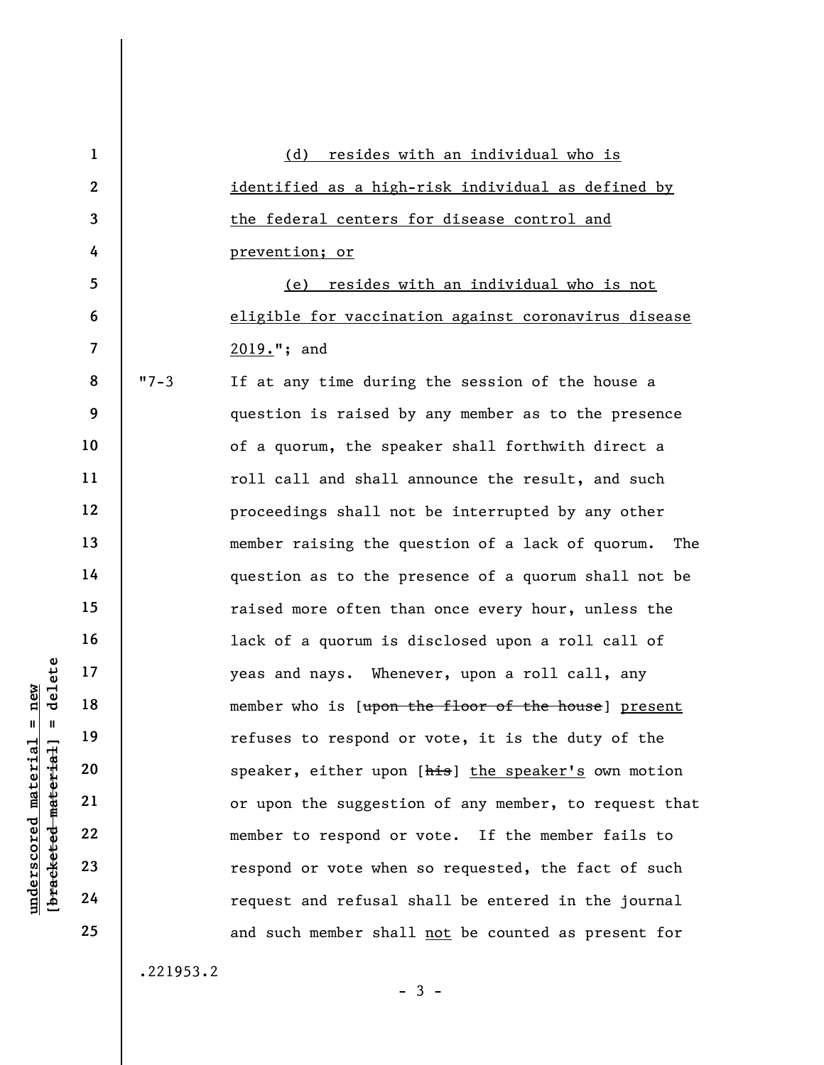(d) resides with an individual who is identified as a high-risk individual as defined by the federal centers for disease control and prevention; or

(e) resides with an individual who is not eligible for vaccination against coronavirus disease 2019."; and

"7-3 If at any time during the session of the house a question is raised by any member as to the presence of a quorum, the speaker shall forthwith direct a roll call and shall announce the result, and such proceedings shall not be interrupted by any other member raising the question of a lack of quorum. The question as to the presence of a quorum shall not be raised more often than once every hour, unless the lack of a quorum is disclosed upon a roll call of yeas and nays. Whenever, upon a roll call, any member who is [~~upon the floor of the house~~] present refuses to respond or vote, it is the duty of the speaker, either upon [~~his~~] the speaker's own motion or upon the suggestion of any member, to request that member to respond or vote. If the member fails to respond or vote when so requested, the fact of such request and refusal shall be entered in the journal and such member shall not be counted as present for

.221953.2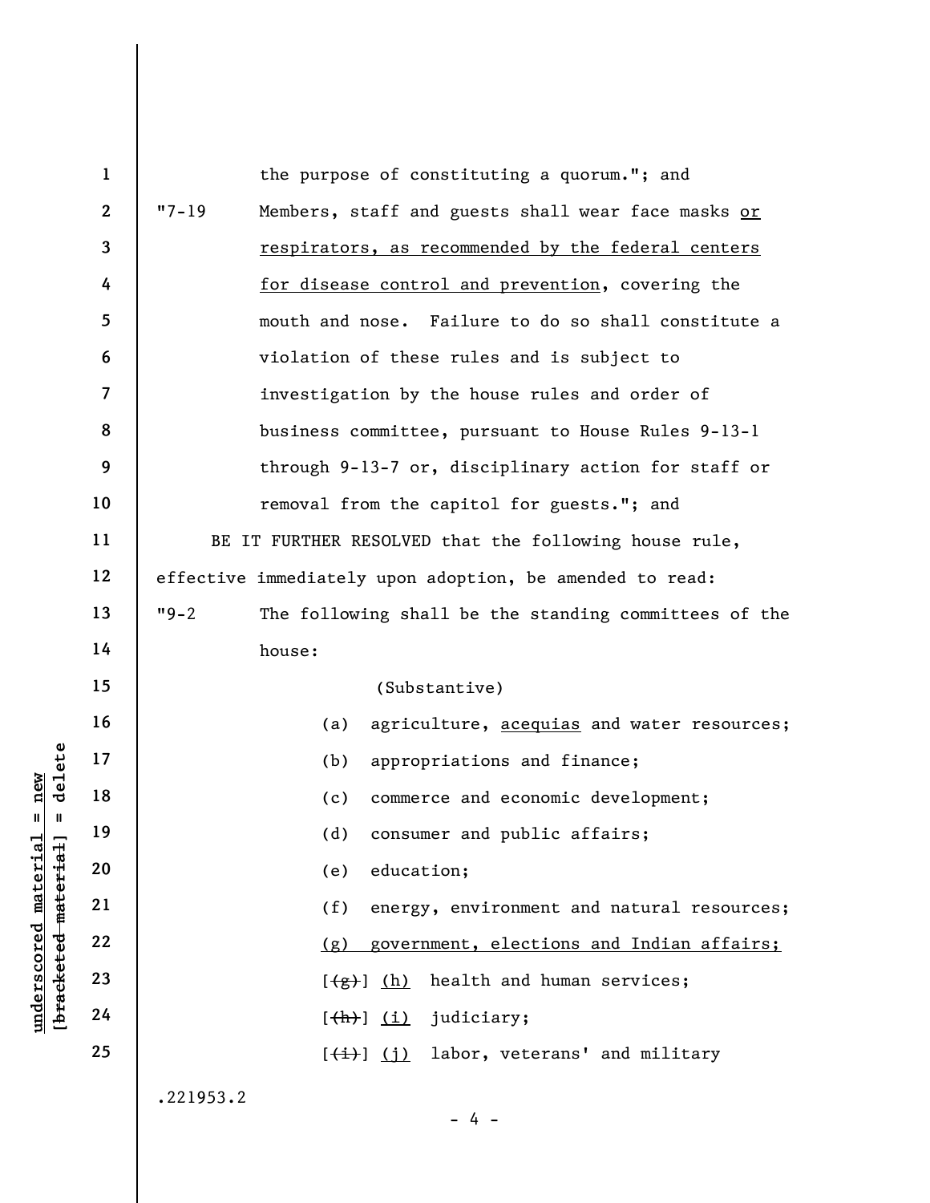the purpose of constituting a quorum."; and

"7-19 Members, staff and guests shall wear face masks <u>or respirators, as recommended by the federal centers for disease control and prevention</u>, covering the mouth and nose. Failure to do so shall constitute a violation of these rules and is subject to investigation by the house rules and order of business committee, pursuant to House Rules 9-13-1 through 9-13-7 or, disciplinary action for staff or removal from the capitol for guests."; and

BE IT FURTHER RESOLVED that the following house rule, effective immediately upon adoption, be amended to read:

"9-2 The following shall be the standing committees of the house:

(Substantive)

(a) agriculture, <u>acequias</u> and water resources;

(b) appropriations and finance;

(c) commerce and economic development;

(d) consumer and public affairs;

(e) education;

(f) energy, environment and natural resources;

<u>(g) government, elections and Indian affairs;</u>

[~~(g)~~] <u>(h)</u> health and human services;

[~~(h)~~] <u>(i)</u> judiciary;

[~~(i)~~] <u>(j)</u> labor, veterans' and military

.221953.2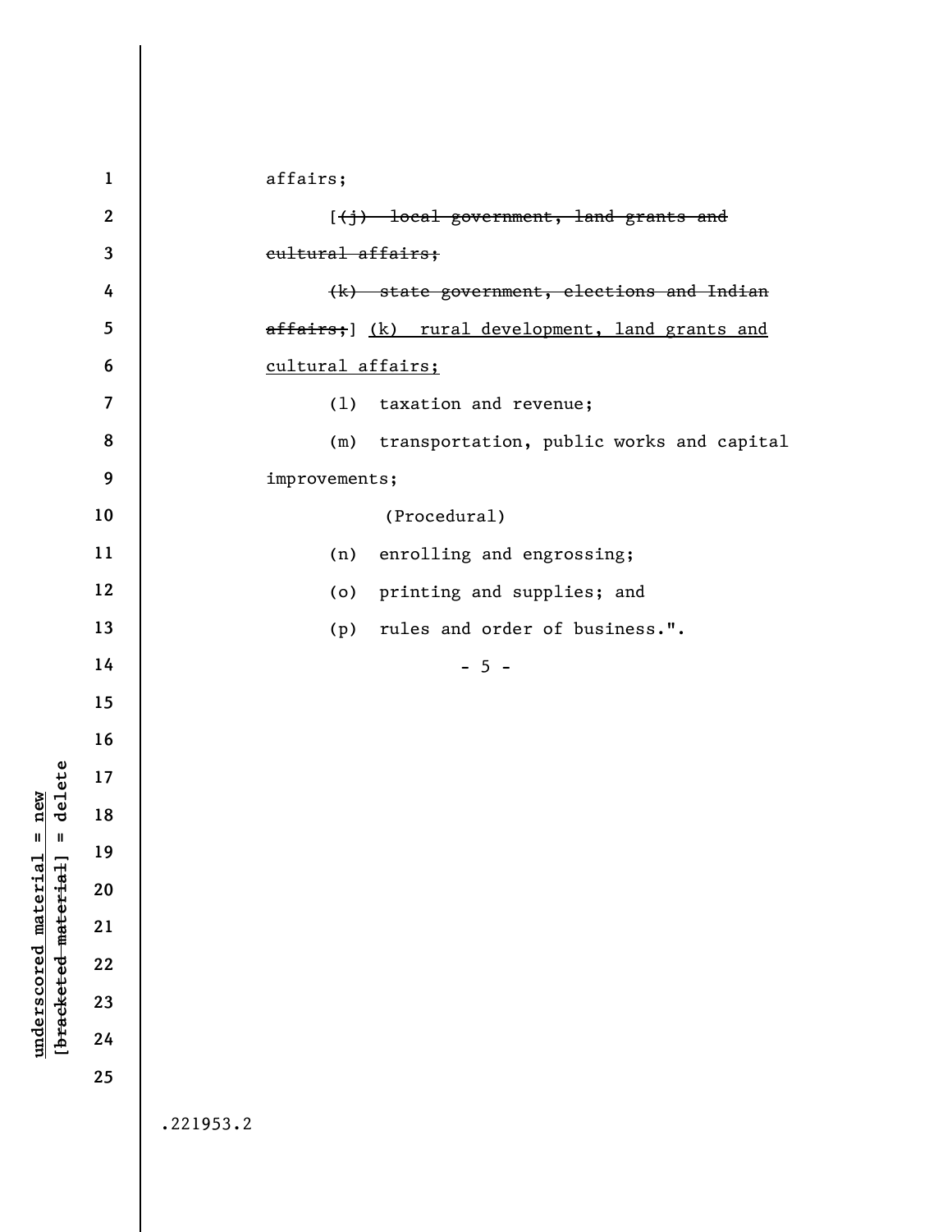affairs;

[~~(j) local government, land grants and cultural affairs;~~

~~(k) state government, elections and Indian affairs;~~] <u>(k) rural development, land grants and cultural affairs;</u>

(l) taxation and revenue;

(m) transportation, public works and capital improvements;

(Procedural)

(n) enrolling and engrossing;

(o) printing and supplies; and

(p) rules and order of business.".

.221953.2